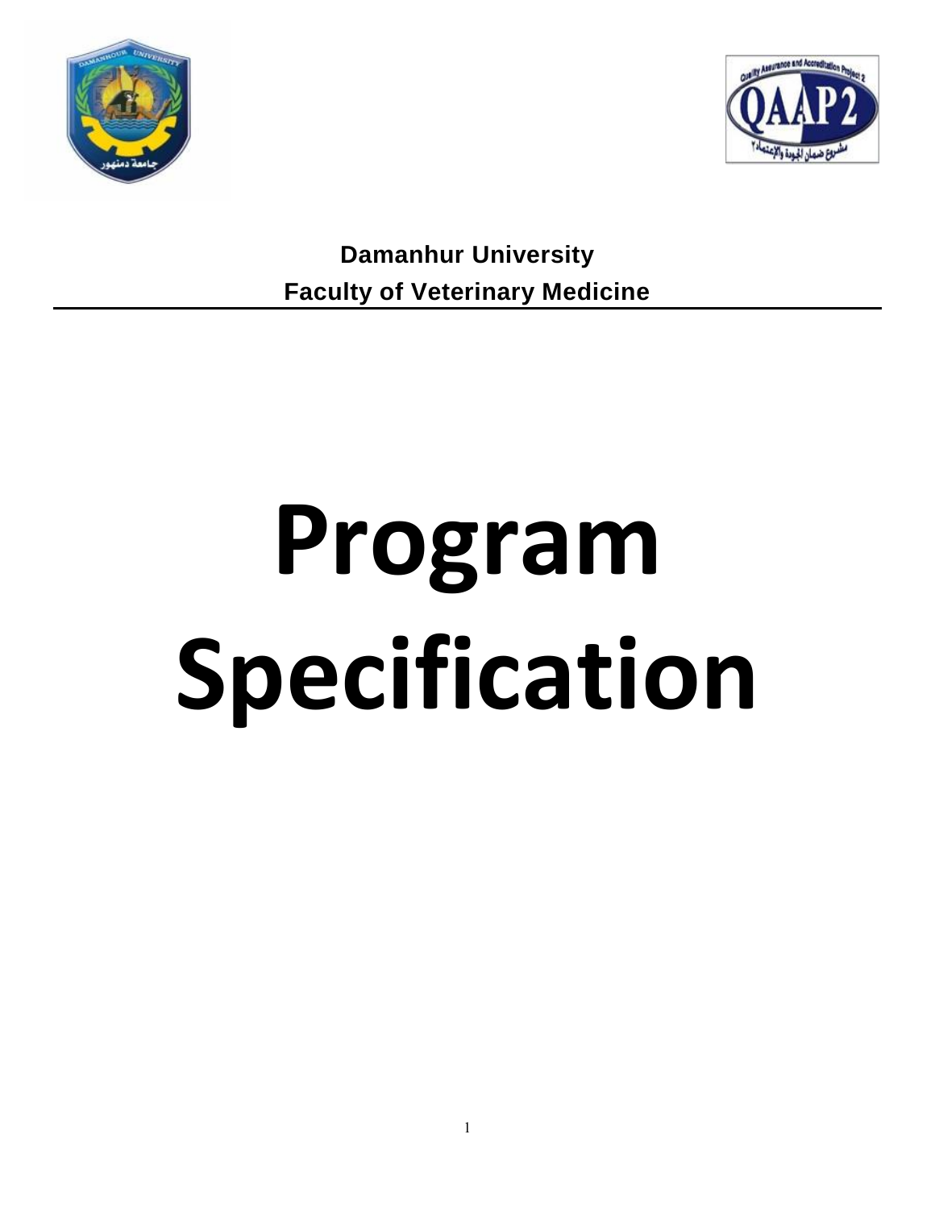**Damanhur University**

**Faculty of Veterinary Medicine**

# Program Specification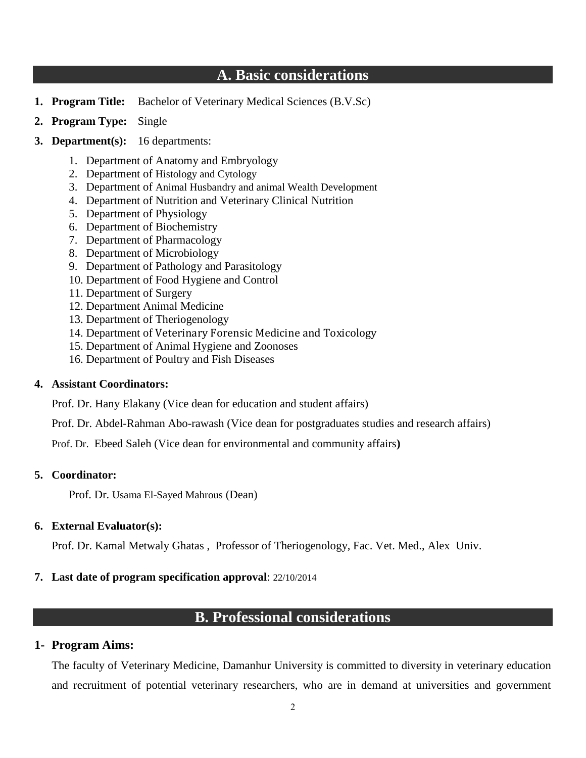## A. Basic considerations

1. **Program Title:** Bachelor of Veterinary Medical Sciences (B.V.Sc)
2. **Program Type:** Single
3. **Department(s):** 16 departments:
    1. Department of Anatomy and Embryology
    2. Department of Histology and Cytology
    3. Department of Animal Husbandry and animal Wealth Development
    4. Department of Nutrition and Veterinary Clinical Nutrition
    5. Department of Physiology
    6. Department of Biochemistry
    7. Department of Pharmacology
    8. Department of Microbiology
    9. Department of Pathology and Parasitology
    10. Department of Food Hygiene and Control
    11. Department of Surgery
    12. Department Animal Medicine
    13. Department of Theriogenology
    14. Department of Veterinary Forensic Medicine and Toxicology
    15. Department of Animal Hygiene and Zoonoses
    16. Department of Poultry and Fish Diseases
4. **Assistant Coordinators:**

    Prof. Dr. Hany Elakany (Vice dean for education and student affairs)

    Prof. Dr. Abdel-Rahman Abo-rawash (Vice dean for postgraduates studies and research affairs)

    Prof. Dr. Ebeed Saleh (Vice dean for environmental and community affairs**)**

5. **Coordinator:**

    Prof. Dr. Usama El-Sayed Mahrous (Dean)

6. **External Evaluator(s):**

    Prof. Dr. Kamal Metwaly Ghatas , Professor of Theriogenology, Fac. Vet. Med., Alex Univ.

7. **Last date of program specification approval**: 22/10/2014

## B. Professional considerations

### 1- Program Aims:

The faculty of Veterinary Medicine, Damanhur University is committed to diversity in veterinary education and recruitment of potential veterinary researchers, who are in demand at universities and government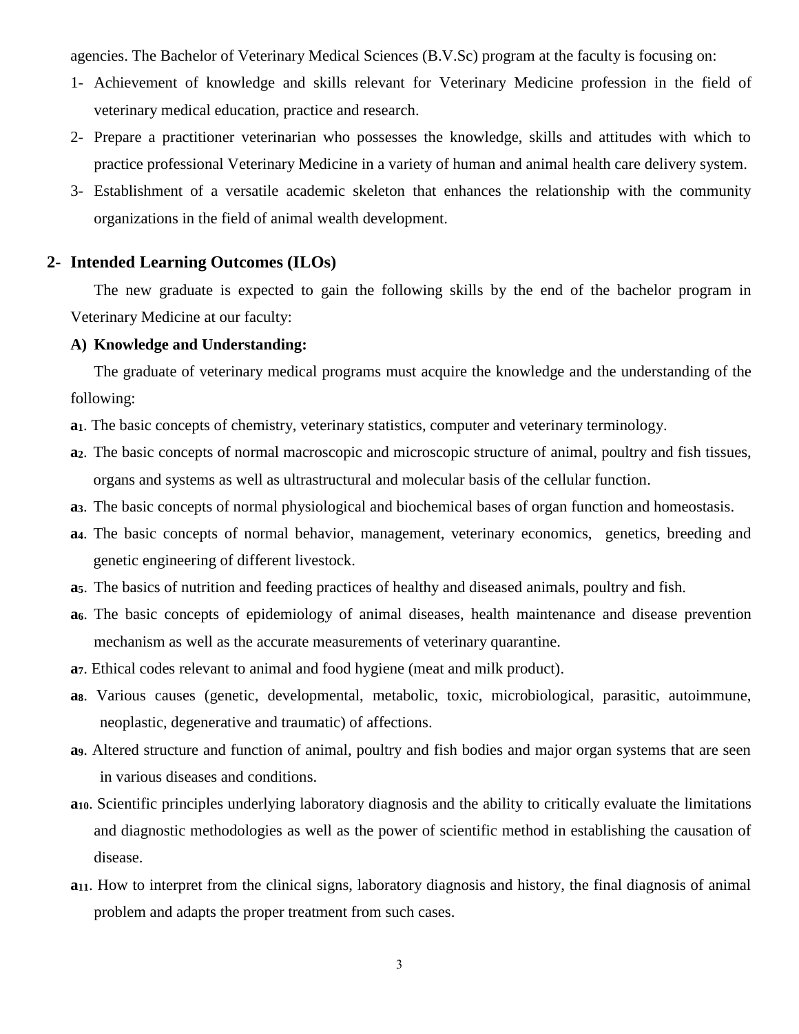agencies. The Bachelor of Veterinary Medical Sciences (B.V.Sc) program at the faculty is focusing on:

1- Achievement of knowledge and skills relevant for Veterinary Medicine profession in the field of veterinary medical education, practice and research.
2- Prepare a practitioner veterinarian who possesses the knowledge, skills and attitudes with which to practice professional Veterinary Medicine in a variety of human and animal health care delivery system.
3- Establishment of a versatile academic skeleton that enhances the relationship with the community organizations in the field of animal wealth development.

## 2- Intended Learning Outcomes (ILOs)

The new graduate is expected to gain the following skills by the end of the bachelor program in Veterinary Medicine at our faculty:

### A) Knowledge and Understanding:

The graduate of veterinary medical programs must acquire the knowledge and the understanding of the following:

**a1**. The basic concepts of chemistry, veterinary statistics, computer and veterinary terminology.

**a2**. The basic concepts of normal macroscopic and microscopic structure of animal, poultry and fish tissues, organs and systems as well as ultrastructural and molecular basis of the cellular function.

**a3**. The basic concepts of normal physiological and biochemical bases of organ function and homeostasis.

**a4**. The basic concepts of normal behavior, management, veterinary economics, genetics, breeding and genetic engineering of different livestock.

**a5**. The basics of nutrition and feeding practices of healthy and diseased animals, poultry and fish.

**a6**. The basic concepts of epidemiology of animal diseases, health maintenance and disease prevention mechanism as well as the accurate measurements of veterinary quarantine.

**a7**. Ethical codes relevant to animal and food hygiene (meat and milk product).

**a8**. Various causes (genetic, developmental, metabolic, toxic, microbiological, parasitic, autoimmune, neoplastic, degenerative and traumatic) of affections.

**a9**. Altered structure and function of animal, poultry and fish bodies and major organ systems that are seen in various diseases and conditions.

**a10**. Scientific principles underlying laboratory diagnosis and the ability to critically evaluate the limitations and diagnostic methodologies as well as the power of scientific method in establishing the causation of disease.

**a11**. How to interpret from the clinical signs, laboratory diagnosis and history, the final diagnosis of animal problem and adapts the proper treatment from such cases.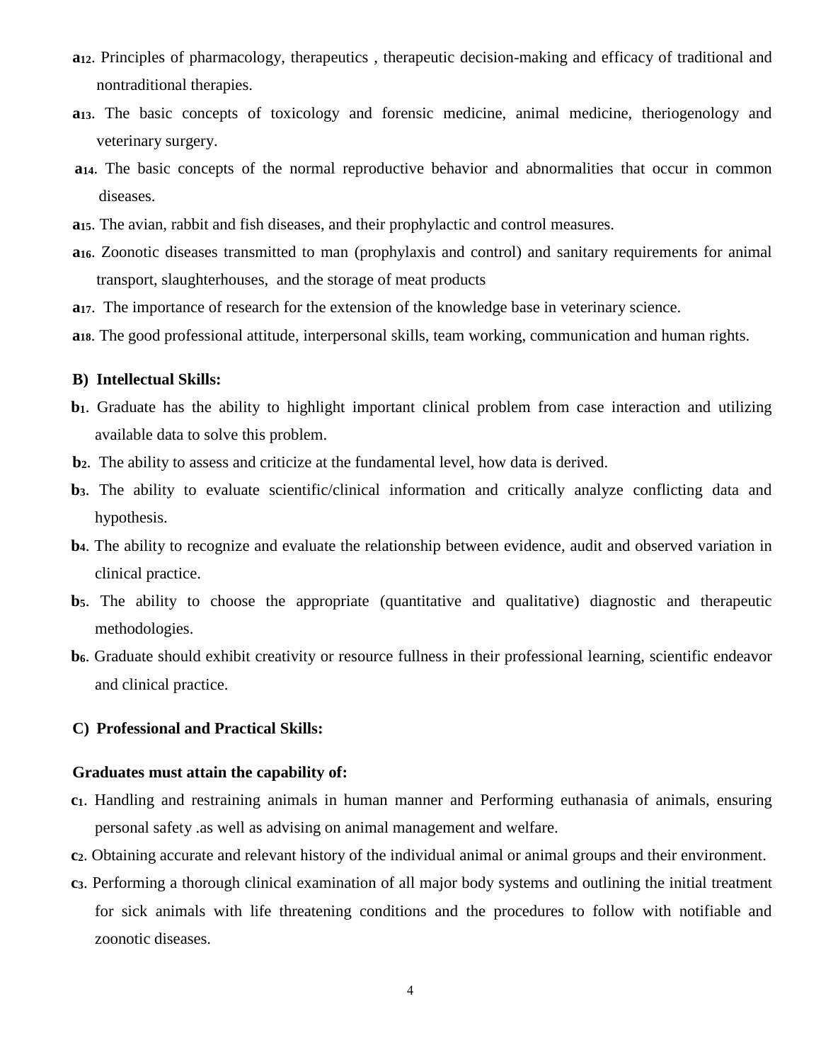**a12**. Principles of pharmacology, therapeutics , therapeutic decision-making and efficacy of traditional and nontraditional therapies.

**a13**. The basic concepts of toxicology and forensic medicine, animal medicine, theriogenology and veterinary surgery.

**a14**. The basic concepts of the normal reproductive behavior and abnormalities that occur in common diseases.

**a15**. The avian, rabbit and fish diseases, and their prophylactic and control measures.

**a16**. Zoonotic diseases transmitted to man (prophylaxis and control) and sanitary requirements for animal transport, slaughterhouses, and the storage of meat products

**a17**. The importance of research for the extension of the knowledge base in veterinary science.

**a18**. The good professional attitude, interpersonal skills, team working, communication and human rights.

### B) Intellectual Skills:

**b1**. Graduate has the ability to highlight important clinical problem from case interaction and utilizing available data to solve this problem.

**b2**. The ability to assess and criticize at the fundamental level, how data is derived.

**b3**. The ability to evaluate scientific/clinical information and critically analyze conflicting data and hypothesis.

**b4**. The ability to recognize and evaluate the relationship between evidence, audit and observed variation in clinical practice.

**b5**. The ability to choose the appropriate (quantitative and qualitative) diagnostic and therapeutic methodologies.

**b6**. Graduate should exhibit creativity or resource fullness in their professional learning, scientific endeavor and clinical practice.

### C) Professional and Practical Skills:

**Graduates must attain the capability of:**

**c1**. Handling and restraining animals in human manner and Performing euthanasia of animals, ensuring personal safety .as well as advising on animal management and welfare.

**c2**. Obtaining accurate and relevant history of the individual animal or animal groups and their environment.

**c3**. Performing a thorough clinical examination of all major body systems and outlining the initial treatment for sick animals with life threatening conditions and the procedures to follow with notifiable and zoonotic diseases.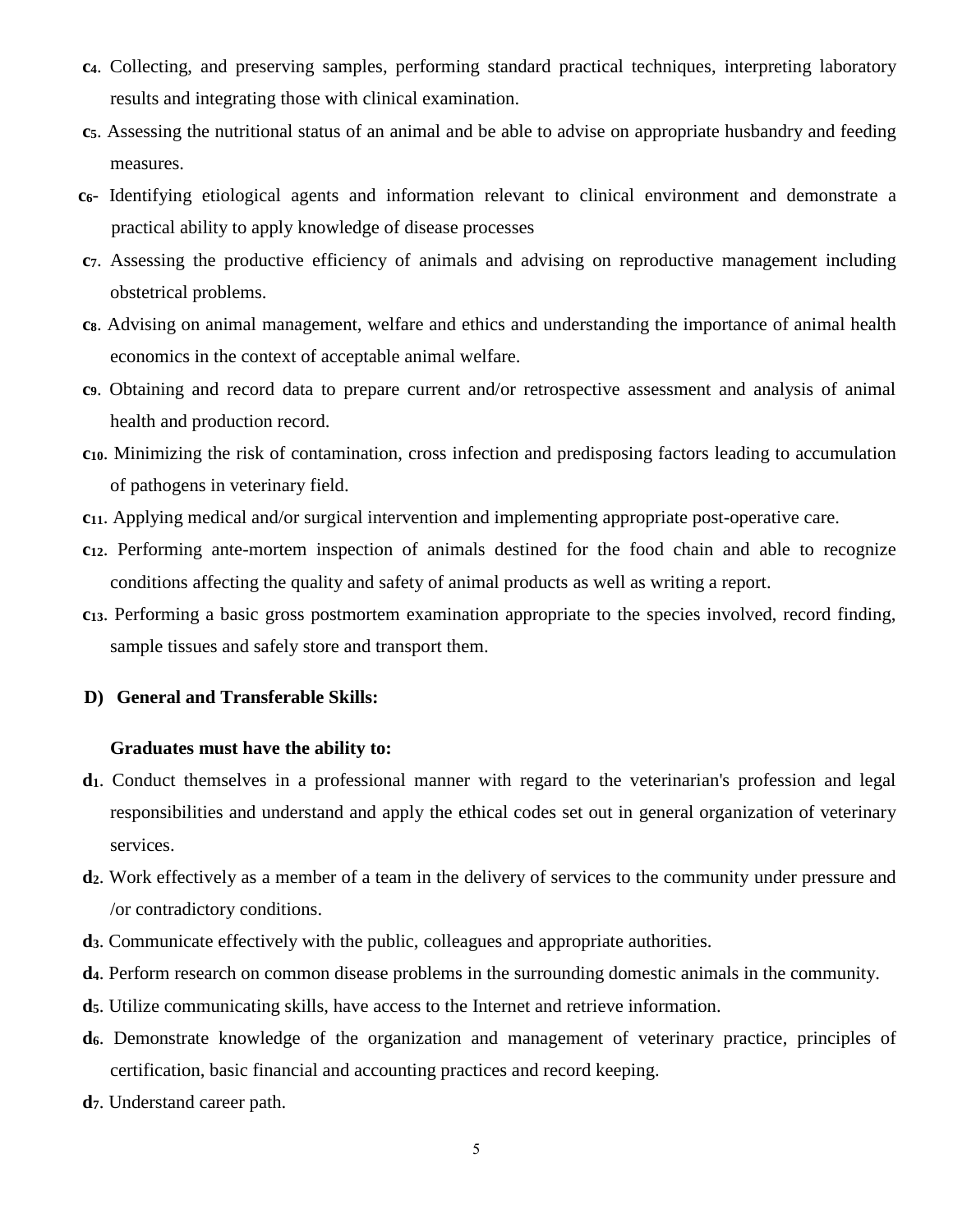- **$c_4$**. Collecting, and preserving samples, performing standard practical techniques, interpreting laboratory results and integrating those with clinical examination.
- **$c_5$**. Assessing the nutritional status of an animal and be able to advise on appropriate husbandry and feeding measures.
- **$c_6$-** Identifying etiological agents and information relevant to clinical environment and demonstrate a practical ability to apply knowledge of disease processes
- **$c_7$**. Assessing the productive efficiency of animals and advising on reproductive management including obstetrical problems.
- **$c_8$**. Advising on animal management, welfare and ethics and understanding the importance of animal health economics in the context of acceptable animal welfare.
- **$c_9$**. Obtaining and record data to prepare current and/or retrospective assessment and analysis of animal health and production record.
- **$c_{10}$**. Minimizing the risk of contamination, cross infection and predisposing factors leading to accumulation of pathogens in veterinary field.
- **$c_{11}$**. Applying medical and/or surgical intervention and implementing appropriate post-operative care.
- **$c_{12}$**. Performing ante-mortem inspection of animals destined for the food chain and able to recognize conditions affecting the quality and safety of animal products as well as writing a report.
- **$c_{13}$**. Performing a basic gross postmortem examination appropriate to the species involved, record finding, sample tissues and safely store and transport them.

### D) General and Transferable Skills:

**Graduates must have the ability to:**

- **$d_1$**. Conduct themselves in a professional manner with regard to the veterinarian's profession and legal responsibilities and understand and apply the ethical codes set out in general organization of veterinary services.
- **$d_2$**. Work effectively as a member of a team in the delivery of services to the community under pressure and /or contradictory conditions.
- **$d_3$**. Communicate effectively with the public, colleagues and appropriate authorities.
- **$d_4$**. Perform research on common disease problems in the surrounding domestic animals in the community.
- **$d_5$**. Utilize communicating skills, have access to the Internet and retrieve information.
- **$d_6$**. Demonstrate knowledge of the organization and management of veterinary practice, principles of certification, basic financial and accounting practices and record keeping.
- **$d_7$**. Understand career path.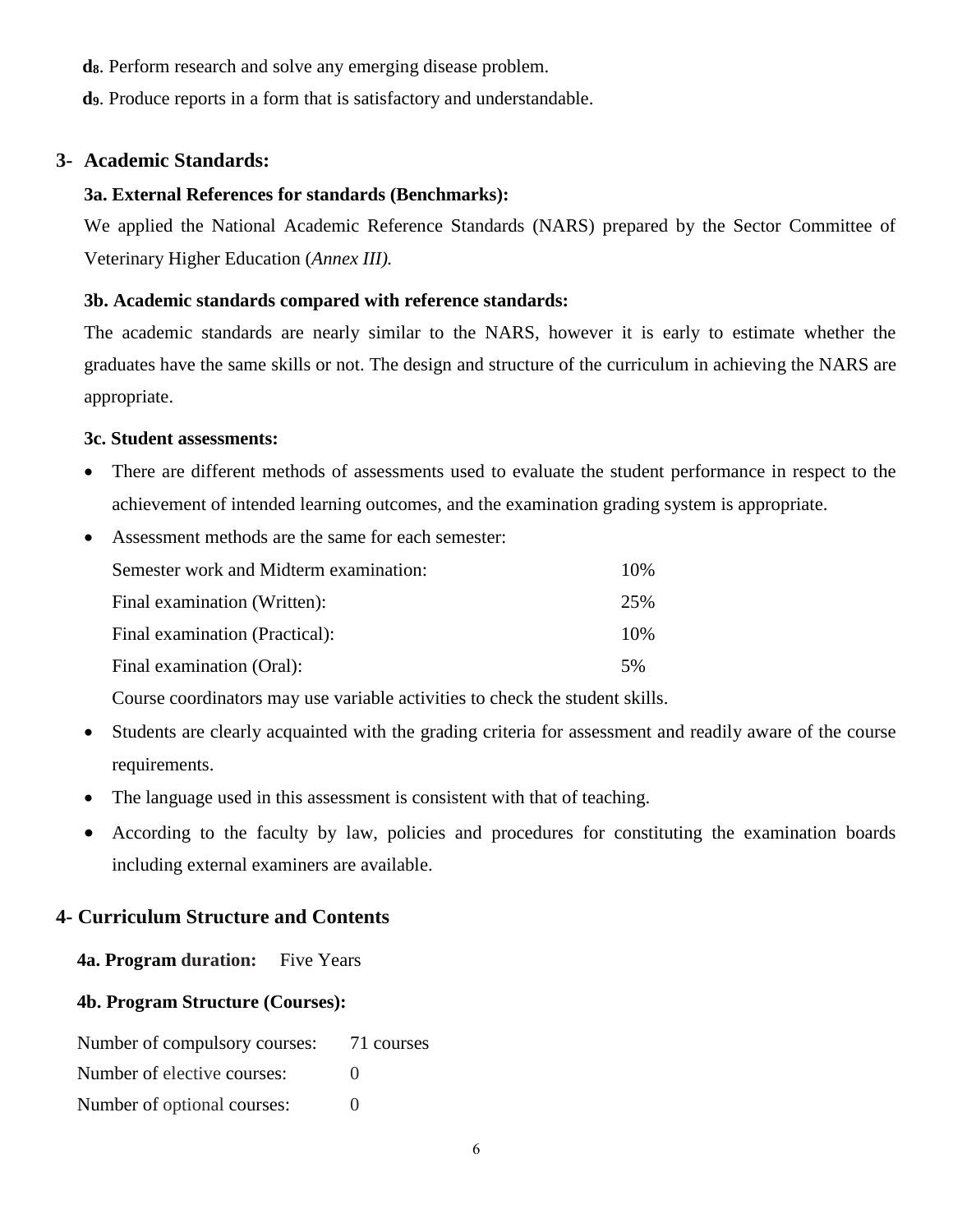**d8**. Perform research and solve any emerging disease problem.

**d9**. Produce reports in a form that is satisfactory and understandable.

## 3- Academic Standards:

### 3a. External References for standards (Benchmarks):

We applied the National Academic Reference Standards (NARS) prepared by the Sector Committee of Veterinary Higher Education (*Annex III).*

### 3b. Academic standards compared with reference standards:

The academic standards are nearly similar to the NARS, however it is early to estimate whether the graduates have the same skills or not. The design and structure of the curriculum in achieving the NARS are appropriate.

### 3c. Student assessments:

- There are different methods of assessments used to evaluate the student performance in respect to the achievement of intended learning outcomes, and the examination grading system is appropriate.
- Assessment methods are the same for each semester:

  | | |
  |---|---|
  | Semester work and Midterm examination: | 10% |
  | Final examination (Written): | 25% |
  | Final examination (Practical): | 10% |
  | Final examination (Oral): | 5% |

  Course coordinators may use variable activities to check the student skills.
- Students are clearly acquainted with the grading criteria for assessment and readily aware of the course requirements.
- The language used in this assessment is consistent with that of teaching.
- According to the faculty by law, policies and procedures for constituting the examination boards including external examiners are available.

## 4- Curriculum Structure and Contents

**4a. Program duration:** Five Years

**4b. Program Structure (Courses):**

| | |
|---|---|
| Number of compulsory courses: | 71 courses |
| Number of elective courses: | 0 |
| Number of optional courses: | 0 |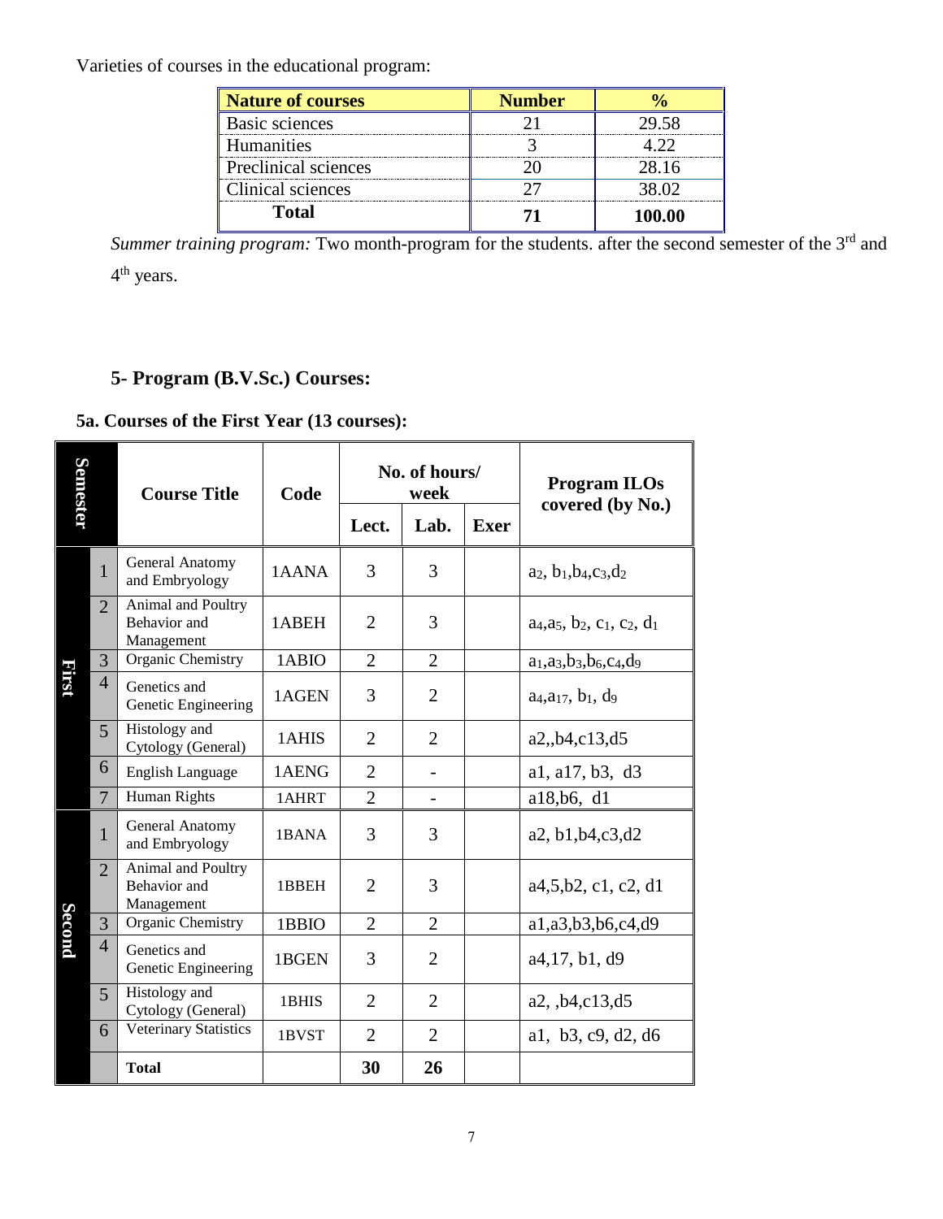Varieties of courses in the educational program:

| Nature of courses | Number | % |
|---|---|---|
| Basic sciences | 21 | 29.58 |
| Humanities | 3 | 4.22 |
| Preclinical sciences | 20 | 28.16 |
| Clinical sciences | 27 | 38.02 |
| **Total** | **71** | **100.00** |

*Summer training program:* Two month-program for the students. after the second semester of the 3rd and 4th years.

## 5- Program (B.V.Sc.) Courses:

### 5a. Courses of the First Year (13 courses):

| Semester | | Course Title | Code | No. of hours/ week | | | Program ILOs covered (by No.) |
|---|---|---|---|---|---|---|---|
| | | | | Lect. | Lab. | Exer | |
| First | 1 | General Anatomy and Embryology | 1AANA | 3 | 3 | | $a_2$, $b_1$,$b_4$,$c_3$,$d_2$ |
| | 2 | Animal and Poultry Behavior and Management | 1ABEH | 2 | 3 | | $a_4$,$a_5$, $b_2$, $c_1$, $c_2$, $d_1$ |
| | 3 | Organic Chemistry | 1ABIO | 2 | 2 | | $a_1$,$a_3$,$b_3$,$b_6$,$c_4$,$d_9$ |
| | 4 | Genetics and Genetic Engineering | 1AGEN | 3 | 2 | | $a_4$,$a_{17}$, $b_1$, $d_9$ |
| | 5 | Histology and Cytology (General) | 1AHIS | 2 | 2 | | a2,,b4,c13,d5 |
| | 6 | English Language | 1AENG | 2 | - | | a1, a17, b3, d3 |
| | 7 | Human Rights | 1AHRT | 2 | - | | a18,b6, d1 |
| Second | 1 | General Anatomy and Embryology | 1BANA | 3 | 3 | | a2, b1,b4,c3,d2 |
| | 2 | Animal and Poultry Behavior and Management | 1BBEH | 2 | 3 | | a4,5,b2, c1, c2, d1 |
| | 3 | Organic Chemistry | 1BBIO | 2 | 2 | | a1,a3,b3,b6,c4,d9 |
| | 4 | Genetics and Genetic Engineering | 1BGEN | 3 | 2 | | a4,17, b1, d9 |
| | 5 | Histology and Cytology (General) | 1BHIS | 2 | 2 | | a2, ,b4,c13,d5 |
| | 6 | Veterinary Statistics | 1BVST | 2 | 2 | | a1, b3, c9, d2, d6 |
| | | **Total** | | **30** | **26** | | |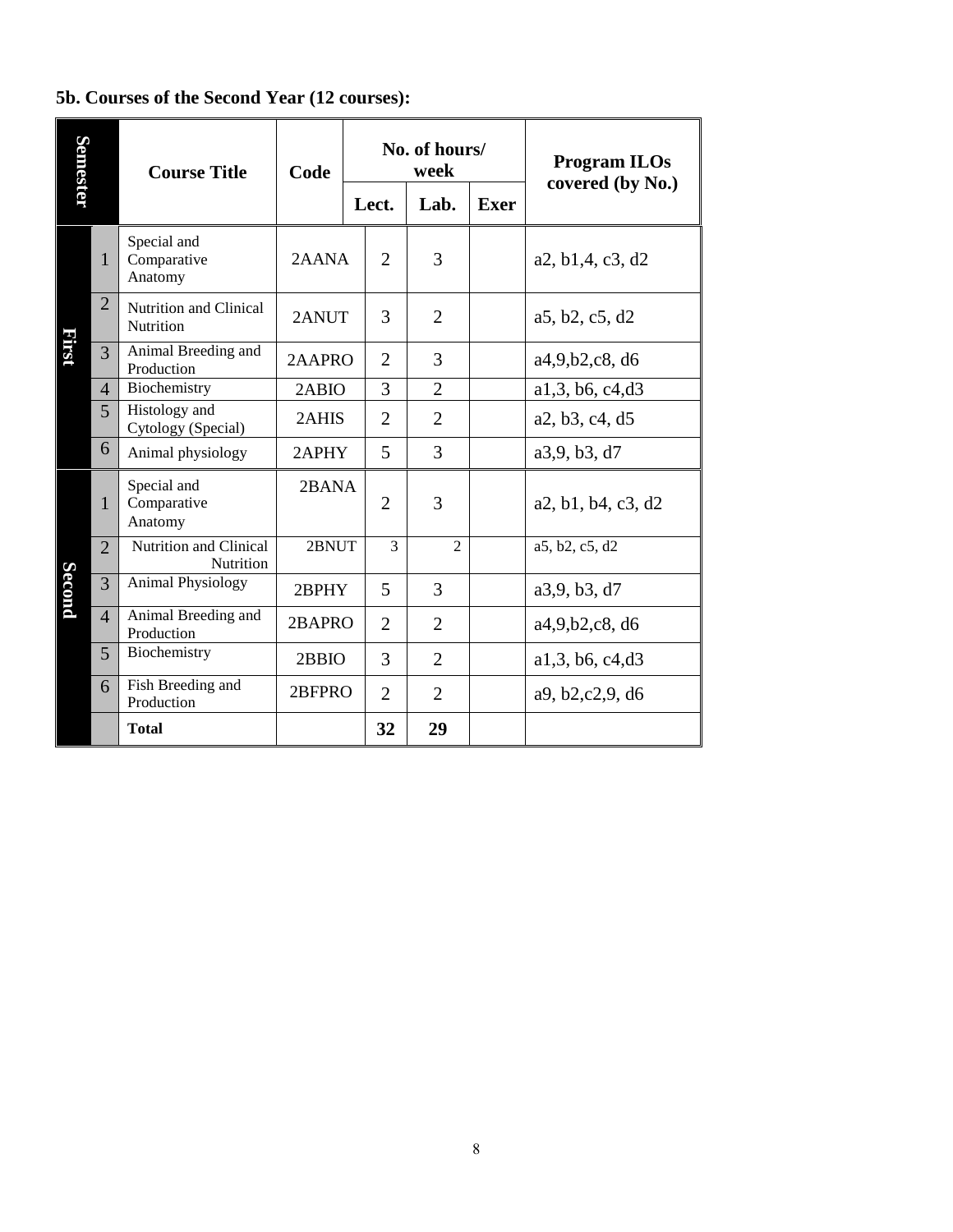### 5b. Courses of the Second Year (12 courses):

| Semester | | Course Title | Code | No. of hours/ week | | | Program ILOs covered (by No.) |
|---|---|---|---|---|---|---|---|
| | | | | Lect. | Lab. | Exer | |
| First | 1 | Special and Comparative Anatomy | 2AANA | 2 | 3 | | a2, b1,4, c3, d2 |
| | 2 | Nutrition and Clinical Nutrition | 2ANUT | 3 | 2 | | a5, b2, c5, d2 |
| | 3 | Animal Breeding and Production | 2AAPRO | 2 | 3 | | a4,9,b2,c8, d6 |
| | 4 | Biochemistry | 2ABIO | 3 | 2 | | a1,3, b6, c4,d3 |
| | 5 | Histology and Cytology (Special) | 2AHIS | 2 | 2 | | a2, b3, c4, d5 |
| | 6 | Animal physiology | 2APHY | 5 | 3 | | a3,9, b3, d7 |
| Second | 1 | Special and Comparative Anatomy | 2BANA | 2 | 3 | | a2, b1, b4, c3, d2 |
| | 2 | Nutrition and Clinical Nutrition | 2BNUT | 3 | 2 | | a5, b2, c5, d2 |
| | 3 | Animal Physiology | 2BPHY | 5 | 3 | | a3,9, b3, d7 |
| | 4 | Animal Breeding and Production | 2BAPRO | 2 | 2 | | a4,9,b2,c8, d6 |
| | 5 | Biochemistry | 2BBIO | 3 | 2 | | a1,3, b6, c4,d3 |
| | 6 | Fish Breeding and Production | 2BFPRO | 2 | 2 | | a9, b2,c2,9, d6 |
| | | **Total** | | **32** | **29** | | |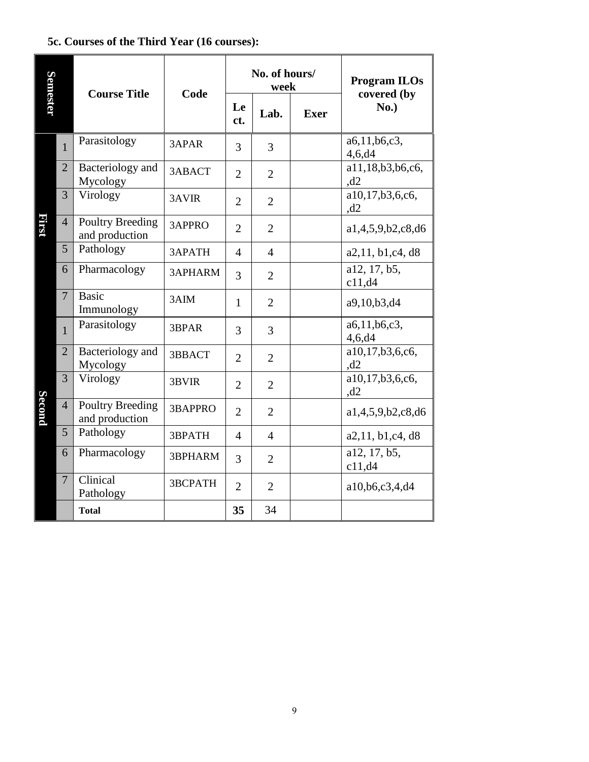**5c. Courses of the Third Year (16 courses):**

| Semester | | Course Title | Code | No. of hours/ week | | | Program ILOs covered (by No.) |
|---|---|---|---|---|---|---|---|
| | | | | Lect. | Lab. | Exer | |
| First | 1 | Parasitology | 3APAR | 3 | 3 | | a6,11,b6,c3, 4,6,d4 |
| | 2 | Bacteriology and Mycology | 3ABACT | 2 | 2 | | a11,18,b3,b6,c6, ,d2 |
| | 3 | Virology | 3AVIR | 2 | 2 | | a10,17,b3,6,c6, ,d2 |
| | 4 | Poultry Breeding and production | 3APPRO | 2 | 2 | | a1,4,5,9,b2,c8,d6 |
| | 5 | Pathology | 3APATH | 4 | 4 | | a2,11, b1,c4, d8 |
| | 6 | Pharmacology | 3APHARM | 3 | 2 | | a12, 17, b5, c11,d4 |
| | 7 | Basic Immunology | 3AIM | 1 | 2 | | a9,10,b3,d4 |
| Second | 1 | Parasitology | 3BPAR | 3 | 3 | | a6,11,b6,c3, 4,6,d4 |
| | 2 | Bacteriology and Mycology | 3BBACT | 2 | 2 | | a10,17,b3,6,c6, ,d2 |
| | 3 | Virology | 3BVIR | 2 | 2 | | a10,17,b3,6,c6, ,d2 |
| | 4 | Poultry Breeding and production | 3BAPPRO | 2 | 2 | | a1,4,5,9,b2,c8,d6 |
| | 5 | Pathology | 3BPATH | 4 | 4 | | a2,11, b1,c4, d8 |
| | 6 | Pharmacology | 3BPHARM | 3 | 2 | | a12, 17, b5, c11,d4 |
| | 7 | Clinical Pathology | 3BCPATH | 2 | 2 | | a10,b6,c3,4,d4 |
| | | **Total** | | **35** | 34 | | |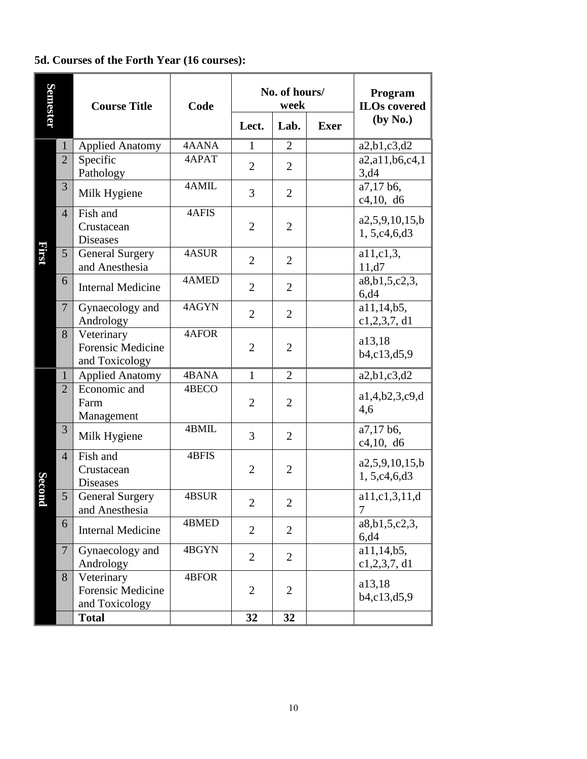**5d. Courses of the Forth Year (16 courses):**

| Semester | | Course Title | Code | No. of hours/ week | | | Program ILOs covered (by No.) |
|---|---|---|---|---|---|---|---|
| | | | | Lect. | Lab. | Exer | |
| First | 1 | Applied Anatomy | 4AANA | 1 | 2 | | a2,b1,c3,d2 |
| | 2 | Specific Pathology | 4APAT | 2 | 2 | | a2,a11,b6,c4,13,d4 |
| | 3 | Milk Hygiene | 4AMIL | 3 | 2 | | a7,17 b6, c4,10, d6 |
| | 4 | Fish and Crustacean Diseases | 4AFIS | 2 | 2 | | a2,5,9,10,15,b1, 5,c4,6,d3 |
| | 5 | General Surgery and Anesthesia | 4ASUR | 2 | 2 | | a11,c1,3, 11,d7 |
| | 6 | Internal Medicine | 4AMED | 2 | 2 | | a8,b1,5,c2,3, 6,d4 |
| | 7 | Gynaecology and Andrology | 4AGYN | 2 | 2 | | a11,14,b5, c1,2,3,7, d1 |
| | 8 | Veterinary Forensic Medicine and Toxicology | 4AFOR | 2 | 2 | | a13,18 b4,c13,d5,9 |
| Second | 1 | Applied Anatomy | 4BANA | 1 | 2 | | a2,b1,c3,d2 |
| | 2 | Economic and Farm Management | 4BECO | 2 | 2 | | a1,4,b2,3,c9,d4,6 |
| | 3 | Milk Hygiene | 4BMIL | 3 | 2 | | a7,17 b6, c4,10, d6 |
| | 4 | Fish and Crustacean Diseases | 4BFIS | 2 | 2 | | a2,5,9,10,15,b1, 5,c4,6,d3 |
| | 5 | General Surgery and Anesthesia | 4BSUR | 2 | 2 | | a11,c1,3,11,d7 |
| | 6 | Internal Medicine | 4BMED | 2 | 2 | | a8,b1,5,c2,3, 6,d4 |
| | 7 | Gynaecology and Andrology | 4BGYN | 2 | 2 | | a11,14,b5, c1,2,3,7, d1 |
| | 8 | Veterinary Forensic Medicine and Toxicology | 4BFOR | 2 | 2 | | a13,18 b4,c13,d5,9 |
| | | **Total** | | **32** | **32** | | |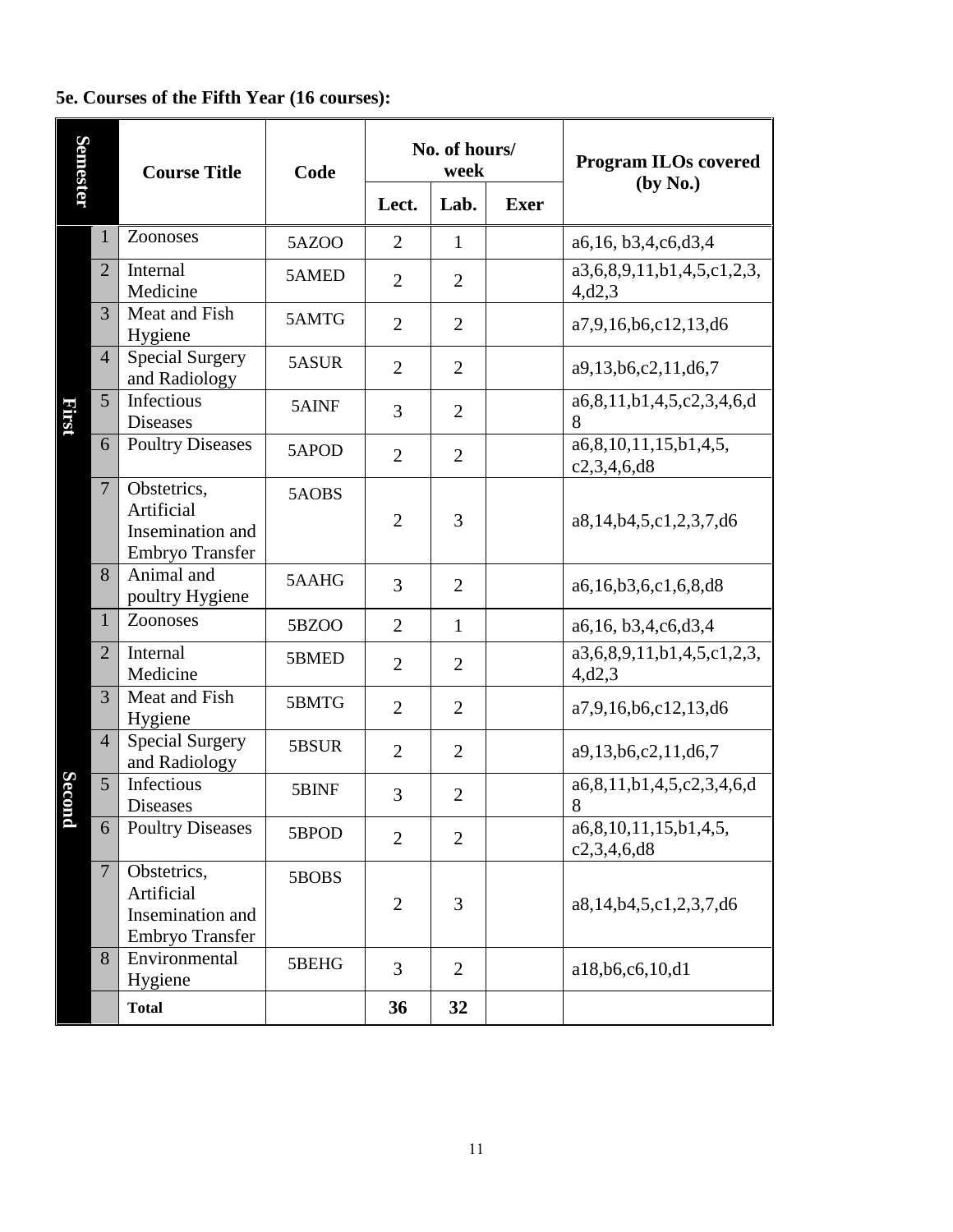**5e. Courses of the Fifth Year (16 courses):**

| Semester | | Course Title | Code | No. of hours/ week | | | Program ILOs covered (by No.) |
|---|---|---|---|---|---|---|---|
| | | | | Lect. | Lab. | Exer | |
| First | 1 | Zoonoses | 5AZOO | 2 | 1 | | a6,16, b3,4,c6,d3,4 |
| | 2 | Internal Medicine | 5AMED | 2 | 2 | | a3,6,8,9,11,b1,4,5,c1,2,3,4,d2,3 |
| | 3 | Meat and Fish Hygiene | 5AMTG | 2 | 2 | | a7,9,16,b6,c12,13,d6 |
| | 4 | Special Surgery and Radiology | 5ASUR | 2 | 2 | | a9,13,b6,c2,11,d6,7 |
| | 5 | Infectious Diseases | 5AINF | 3 | 2 | | a6,8,11,b1,4,5,c2,3,4,6,d8 |
| | 6 | Poultry Diseases | 5APOD | 2 | 2 | | a6,8,10,11,15,b1,4,5, c2,3,4,6,d8 |
| | 7 | Obstetrics, Artificial Insemination and Embryo Transfer | 5AOBS | 2 | 3 | | a8,14,b4,5,c1,2,3,7,d6 |
| | 8 | Animal and poultry Hygiene | 5AAHG | 3 | 2 | | a6,16,b3,6,c1,6,8,d8 |
| Second | 1 | Zoonoses | 5BZOO | 2 | 1 | | a6,16, b3,4,c6,d3,4 |
| | 2 | Internal Medicine | 5BMED | 2 | 2 | | a3,6,8,9,11,b1,4,5,c1,2,3,4,d2,3 |
| | 3 | Meat and Fish Hygiene | 5BMTG | 2 | 2 | | a7,9,16,b6,c12,13,d6 |
| | 4 | Special Surgery and Radiology | 5BSUR | 2 | 2 | | a9,13,b6,c2,11,d6,7 |
| | 5 | Infectious Diseases | 5BINF | 3 | 2 | | a6,8,11,b1,4,5,c2,3,4,6,d8 |
| | 6 | Poultry Diseases | 5BPOD | 2 | 2 | | a6,8,10,11,15,b1,4,5, c2,3,4,6,d8 |
| | 7 | Obstetrics, Artificial Insemination and Embryo Transfer | 5BOBS | 2 | 3 | | a8,14,b4,5,c1,2,3,7,d6 |
| | 8 | Environmental Hygiene | 5BEHG | 3 | 2 | | a18,b6,c6,10,d1 |
| | | **Total** | | **36** | **32** | | |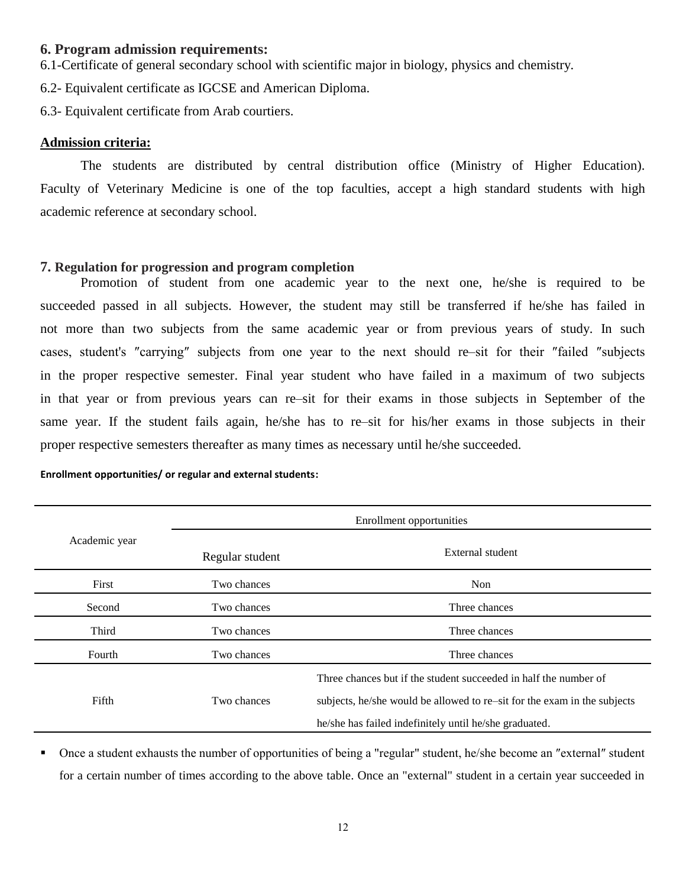## 6. Program admission requirements:

6.1-Certificate of general secondary school with scientific major in biology, physics and chemistry.

6.2- Equivalent certificate as IGCSE and American Diploma.

6.3- Equivalent certificate from Arab courtiers.

**Admission criteria:**

The students are distributed by central distribution office (Ministry of Higher Education). Faculty of Veterinary Medicine is one of the top faculties, accept a high standard students with high academic reference at secondary school.

## 7. Regulation for progression and program completion

Promotion of student from one academic year to the next one, he/she is required to be succeeded passed in all subjects. However, the student may still be transferred if he/she has failed in not more than two subjects from the same academic year or from previous years of study. In such cases, student's ″carrying″ subjects from one year to the next should re–sit for their ″failed ″subjects in the proper respective semester. Final year student who have failed in a maximum of two subjects in that year or from previous years can re–sit for their exams in those subjects in September of the same year. If the student fails again, he/she has to re–sit for his/her exams in those subjects in their proper respective semesters thereafter as many times as necessary until he/she succeeded.

**Enrollment opportunities/ or regular and external students:**

| Academic year | Enrollment opportunities | |
|---|---|---|
| | Regular student | External student |
| First | Two chances | Non |
| Second | Two chances | Three chances |
| Third | Two chances | Three chances |
| Fourth | Two chances | Three chances |
| Fifth | Two chances | Three chances but if the student succeeded in half the number of subjects, he/she would be allowed to re–sit for the exam in the subjects he/she has failed indefinitely until he/she graduated. |

- Once a student exhausts the number of opportunities of being a "regular" student, he/she become an ″external″ student for a certain number of times according to the above table. Once an "external" student in a certain year succeeded in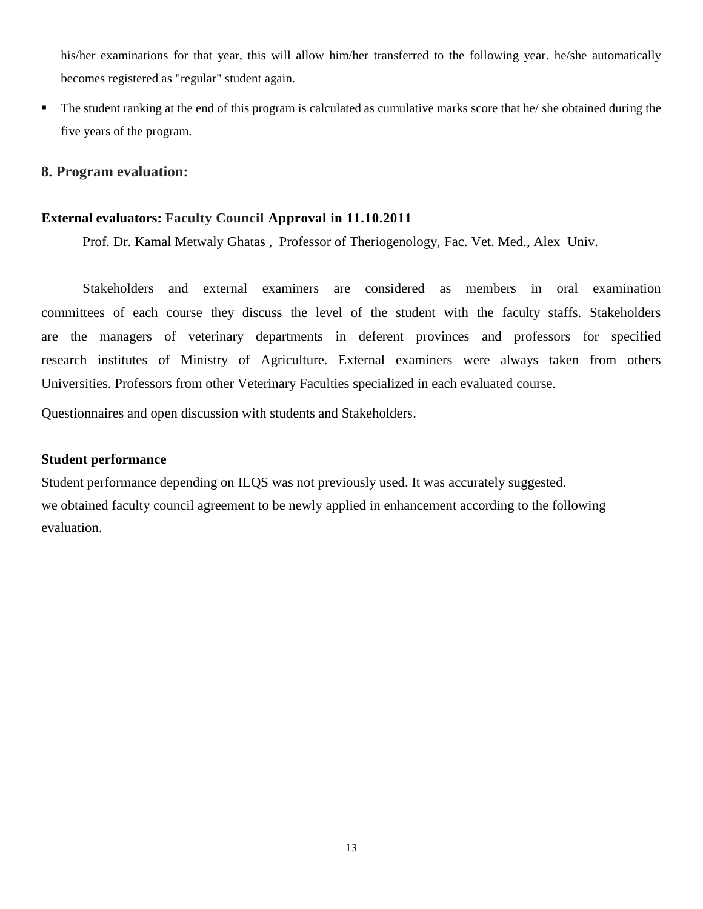his/her examinations for that year, this will allow him/her transferred to the following year. he/she automatically becomes registered as "regular" student again.

- The student ranking at the end of this program is calculated as cumulative marks score that he/ she obtained during the five years of the program.

## 8. Program evaluation:

**External evaluators: Faculty Council Approval in 11.10.2011**

Prof. Dr. Kamal Metwaly Ghatas , Professor of Theriogenology, Fac. Vet. Med., Alex Univ.

Stakeholders and external examiners are considered as members in oral examination committees of each course they discuss the level of the student with the faculty staffs. Stakeholders are the managers of veterinary departments in deferent provinces and professors for specified research institutes of Ministry of Agriculture. External examiners were always taken from others Universities. Professors from other Veterinary Faculties specialized in each evaluated course.

Questionnaires and open discussion with students and Stakeholders.

**Student performance**

Student performance depending on ILQS was not previously used. It was accurately suggested.
we obtained faculty council agreement to be newly applied in enhancement according to the following evaluation.